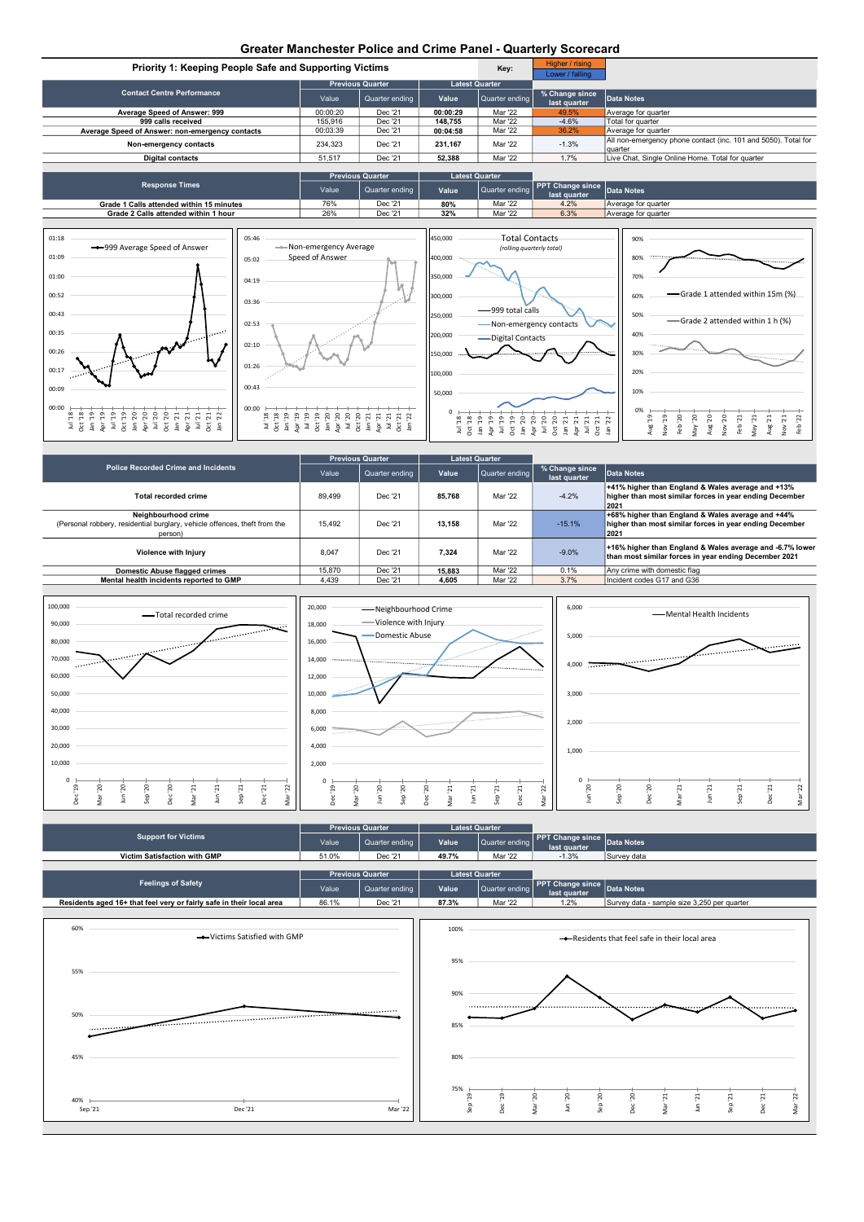# Greater Manchester Police and Crime Panel - Quarterly Scorecard

## Priority 1: Keeping People Safe and Supporting Victims

Key: Higher / rising; Lower / falling

| Contact Centre Performance | Previous Quarter | | Latest Quarter | | % Change since last quarter | Data Notes |
|---|---|---|---|---|---|---|
| | Value | Quarter ending | Value | Quarter ending | | |
| Average Speed of Answer: 999 | 00:00:20 | Dec '21 | **00:00:29** | Mar '22 | 49.5% | Average for quarter |
| 999 calls received | 155,916 | Dec '21 | **148,755** | Mar '22 | -4.6% | Total for quarter |
| Average Speed of Answer: non-emergency contacts | 00:03:39 | Dec '21 | **00:04:58** | Mar '22 | 36.2% | Average for quarter |
| Non-emergency contacts | 234,323 | Dec '21 | **231,167** | Mar '22 | -1.3% | All non-emergency phone contact (inc. 101 and 5050). Total for quarter |
| Digital contacts | 51,517 | Dec '21 | **52,388** | Mar '22 | 1.7% | Live Chat, Single Online Home. Total for quarter |

| Response Times | Previous Quarter | | Latest Quarter | | PPT Change since last quarter | Data Notes |
|---|---|---|---|---|---|---|
| | Value | Quarter ending | Value | Quarter ending | | |
| Grade 1 Calls attended within 15 minutes | 76% | Dec '21 | **80%** | Mar '22 | 4.2% | Average for quarter |
| Grade 2 Calls attended within 1 hour | 26% | Dec '21 | **32%** | Mar '22 | 6.3% | Average for quarter |

| Police Recorded Crime and Incidents | Previous Quarter | | Latest Quarter | | % Change since last quarter | Data Notes |
|---|---|---|---|---|---|---|
| | Value | Quarter ending | Value | Quarter ending | | |
| Total recorded crime | 89,499 | Dec '21 | **85,768** | Mar '22 | -4.2% | **+41% higher than England & Wales average and +13% higher than most similar forces in year ending December 2021** |
| Neighbourhood crime (Personal robbery, residential burglary, vehicle offences, theft from the person) | 15,492 | Dec '21 | **13,158** | Mar '22 | -15.1% | **+68% higher than England & Wales average and +44% higher than most similar forces in year ending December 2021** |
| Violence with Injury | 8,047 | Dec '21 | **7,324** | Mar '22 | -9.0% | **+16% higher than England & Wales average and -6.7% lower than most similar forces in year ending December 2021** |
| Domestic Abuse flagged crimes | 15,870 | Dec '21 | **15,883** | Mar '22 | 0.1% | Any crime with domestic flag |
| Mental health incidents reported to GMP | 4,439 | Dec '21 | **4,605** | Mar '22 | 3.7% | Incident codes G17 and G36 |

| Support for Victims | Previous Quarter | | Latest Quarter | | PPT Change since last quarter | Data Notes |
|---|---|---|---|---|---|---|
| | Value | Quarter ending | Value | Quarter ending | | |
| Victim Satisfaction with GMP | 51.0% | Dec '21 | **49.7%** | Mar '22 | -1.3% | Survey data |

| Feelings of Safety | Previous Quarter | | Latest Quarter | | PPT Change since last quarter | Data Notes |
|---|---|---|---|---|---|---|
| | Value | Quarter ending | Value | Quarter ending | | |
| Residents aged 16+ that feel very or fairly safe in their local area | 86.1% | Dec '21 | **87.3%** | Mar '22 | 1.2% | Survey data - sample size 3,250 per quarter |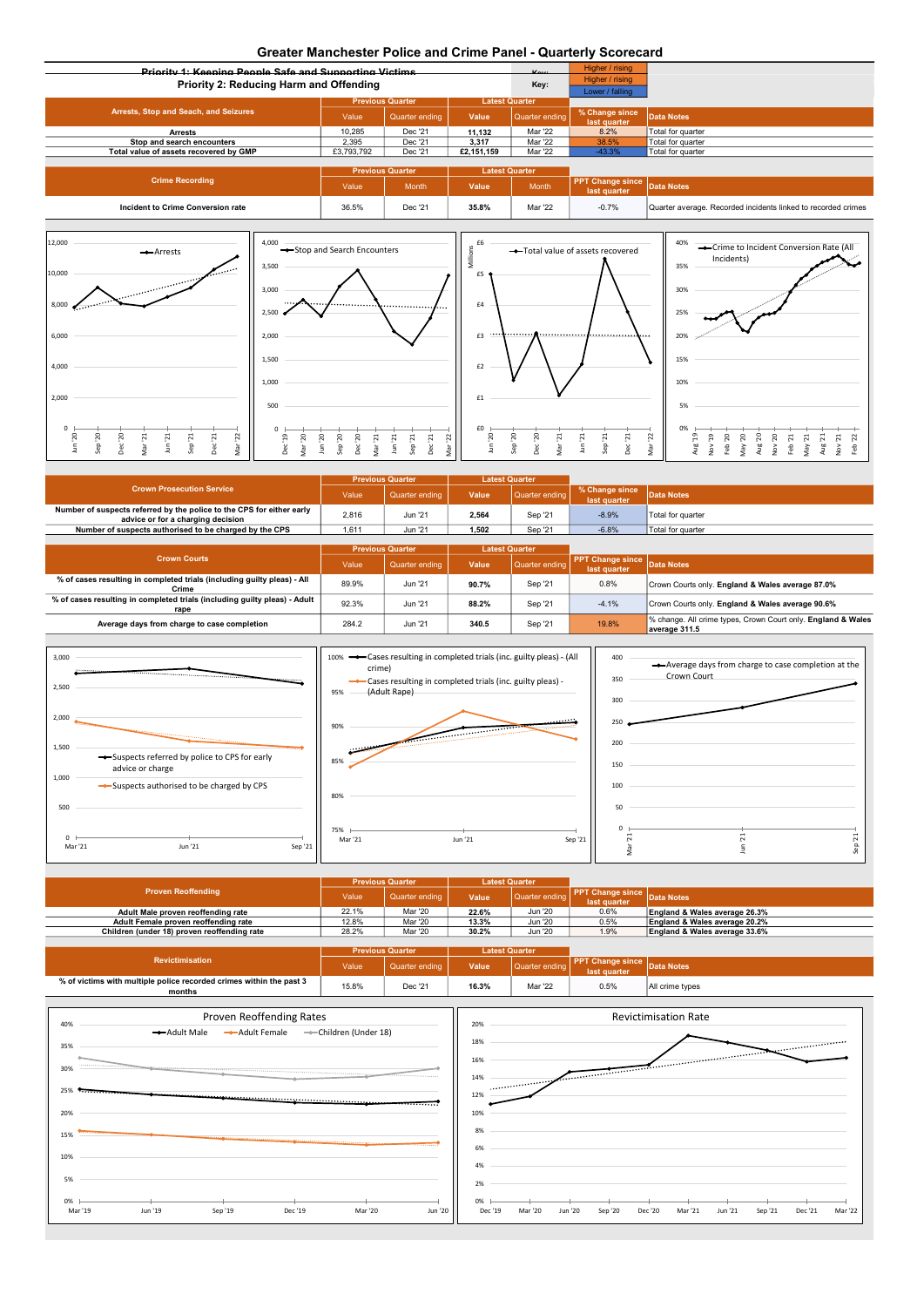# Greater Manchester Police and Crime Panel - Quarterly Scorecard

## Priority 2: Reducing Harm and Offending

Key: Higher / rising; Higher / rising; Lower / falling

| Arrests, Stop and Seach, and Seizures | Previous Quarter | | Latest Quarter | | % Change since last quarter | Data Notes |
|---|---|---|---|---|---|---|
| | Value | Quarter ending | Value | Quarter ending | | |
| Arrests | 10,285 | Dec '21 | **11,132** | Mar '22 | 8.2% | Total for quarter |
| Stop and search encounters | 2,395 | Dec '21 | **3,317** | Mar '22 | 38.5% | Total for quarter |
| Total value of assets recovered by GMP | £3,793,792 | Dec '21 | **£2,151,159** | Mar '22 | -43.3% | Total for quarter |

| Crime Recording | Previous Quarter | | Latest Quarter | | PPT Change since last quarter | Data Notes |
|---|---|---|---|---|---|---|
| | Value | Month | Value | Month | | |
| Incident to Crime Conversion rate | 36.5% | Dec '21 | **35.8%** | Mar '22 | -0.7% | Quarter average. Recorded incidents linked to recorded crimes |

| Crown Prosecution Service | Previous Quarter | | Latest Quarter | | % Change since last quarter | Data Notes |
|---|---|---|---|---|---|---|
| | Value | Quarter ending | Value | Quarter ending | | |
| Number of suspects referred by the police to the CPS for either early advice or for a charging decision | 2,816 | Jun '21 | **2,564** | Sep '21 | -8.9% | Total for quarter |
| Number of suspects authorised to be charged by the CPS | 1,611 | Jun '21 | **1,502** | Sep '21 | -6.8% | Total for quarter |

| Crown Courts | Previous Quarter | | Latest Quarter | | PPT Change since last quarter | Data Notes |
|---|---|---|---|---|---|---|
| | Value | Quarter ending | Value | Quarter ending | | |
| % of cases resulting in completed trials (including guilty pleas) - All Crime | 89.9% | Jun '21 | **90.7%** | Sep '21 | 0.8% | Crown Courts only. **England & Wales average 87.0%** |
| % of cases resulting in completed trials (including guilty pleas) - Adult rape | 92.3% | Jun '21 | **88.2%** | Sep '21 | -4.1% | Crown Courts only. **England & Wales average 90.6%** |
| Average days from charge to case completion | 284.2 | Jun '21 | **340.5** | Sep '21 | 19.8% | % change. All crime types, Crown Court only. **England & Wales average 311.5** |

| Proven Reoffending | Previous Quarter | | Latest Quarter | | PPT Change since last quarter | Data Notes |
|---|---|---|---|---|---|---|
| | Value | Quarter ending | Value | Quarter ending | | |
| Adult Male proven reoffending rate | 22.1% | Mar '20 | **22.6%** | Jun '20 | 0.6% | **England & Wales average 26.3%** |
| Adult Female proven reoffending rate | 12.8% | Mar '20 | **13.3%** | Jun '20 | 0.5% | **England & Wales average 20.2%** |
| Children (under 18) proven reoffending rate | 28.2% | Mar '20 | **30.2%** | Jun '20 | 1.9% | **England & Wales average 33.6%** |

| Revictimisation | Previous Quarter | | Latest Quarter | | PPT Change since last quarter | Data Notes |
|---|---|---|---|---|---|---|
| | Value | Quarter ending | Value | Quarter ending | | |
| % of victims with multiple police recorded crimes within the past 3 months | 15.8% | Dec '21 | **16.3%** | Mar '22 | 0.5% | All crime types |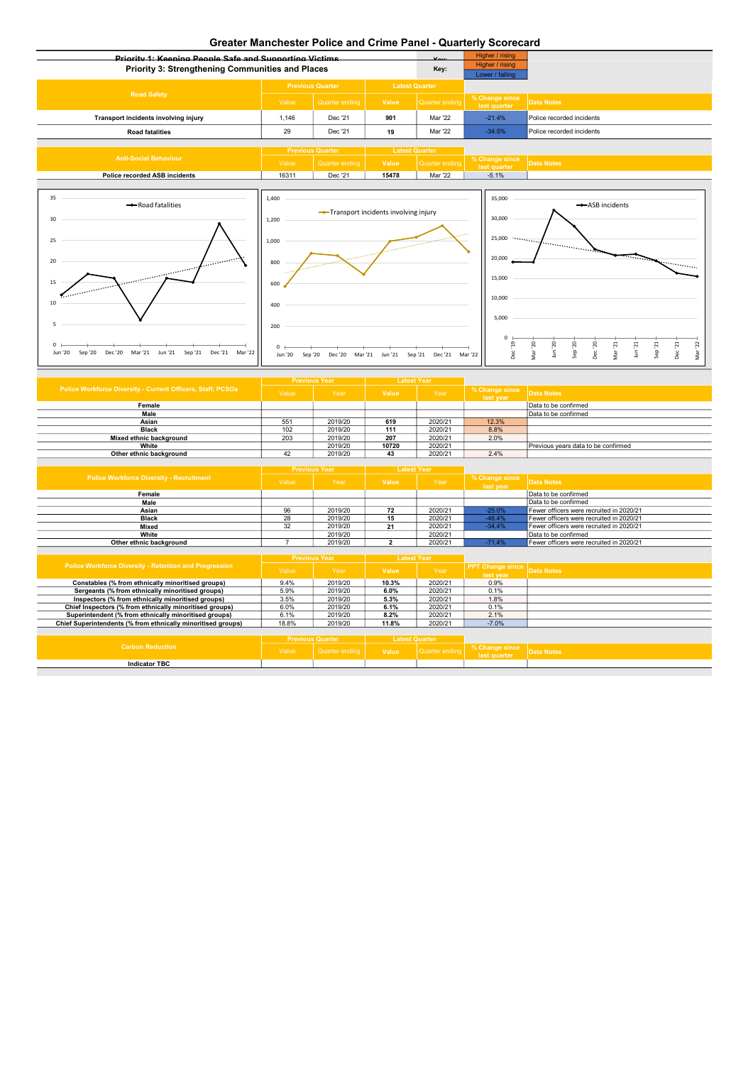# Greater Manchester Police and Crime Panel - Quarterly Scorecard

## Priority 3: Strengthening Communities and Places

Key: Higher / rising | Higher / rising | Lower / falling

| Road Safety | Previous Quarter | | Latest Quarter | | % Change since last quarter | Data Notes |
|---|---|---|---|---|---|---|
| | Value | Quarter ending | Value | Quarter ending | | |
| Transport incidents involving injury | 1,146 | Dec '21 | 901 | Mar '22 | -21.4% | Police recorded incidents |
| Road fatalities | 29 | Dec '21 | 19 | Mar '22 | -34.5% | Police recorded incidents |

| Anti-Social Behaviour | Previous Quarter | | Latest Quarter | | % Change since last quarter | Data Notes |
|---|---|---|---|---|---|---|
| | Value | Quarter ending | Value | Quarter ending | | |
| Police recorded ASB incidents | 16311 | Dec '21 | 15478 | Mar '22 | -5.1% | |

Road fatalities
35
30
25
20
15
10
5
0
Jun '20 Sep '20 Dec '20 Mar '21 Jun '21 Sep '21 Dec '21 Mar '22

Transport incidents involving injury
1,400
1,200
1,000
800
600
400
200
0
Jun '20 Sep '20 Dec '20 Mar '21 Jun '21 Sep '21 Dec '21 Mar '22

ASB incidents
35,000
30,000
25,000
20,000
15,000
10,000
5,000
0
Dec '19 Mar '20 Jun '20 Sep '20 Dec '20 Mar '21 Jun '21 Sep '21 Dec '21 Mar '22

| Police Workforce Diversity - Current Officers, Staff, PCSOs | Previous Year | | Latest Year | | % Change since last year | Data Notes |
|---|---|---|---|---|---|---|
| | Value | Year | Value | Year | | |
| Female | | | | | | Data to be confirmed |
| Male | | | | | | Data to be confirmed |
| Asian | 551 | 2019/20 | 619 | 2020/21 | 12.3% | |
| Black | 102 | 2019/20 | 111 | 2020/21 | 8.8% | |
| Mixed ethnic background | 203 | 2019/20 | 207 | 2020/21 | 2.0% | |
| White | | 2019/20 | 10720 | 2020/21 | | Previous years data to be confirmed |
| Other ethnic background | 42 | 2019/20 | 43 | 2020/21 | 2.4% | |

| Police Workforce Diversity - Recruitment | Previous Year | | Latest Year | | % Change since last year | Data Notes |
|---|---|---|---|---|---|---|
| | Value | Year | Value | Year | | |
| Female | | | | | | Data to be confirmed |
| Male | | | | | | Data to be confirmed |
| Asian | 96 | 2019/20 | 72 | 2020/21 | -25.0% | Fewer officers were recruited in 2020/21 |
| Black | 28 | 2019/20 | 15 | 2020/21 | -46.4% | Fewer officers were recruited in 2020/21 |
| Mixed | 32 | 2019/20 | 21 | 2020/21 | -34.4% | Fewer officers were recruited in 2020/21 |
| White | | 2019/20 | | 2020/21 | | Data to be confirmed |
| Other ethnic background | 7 | 2019/20 | 2 | 2020/21 | -71.4% | Fewer officers were recruited in 2020/21 |

| Police Workforce Diversity - Retention and Progression | Previous Year | | Latest Year | | PPT Change since last year | Data Notes |
|---|---|---|---|---|---|---|
| | Value | Year | Value | Year | | |
| Constables (% from ethnically minoritised groups) | 9.4% | 2019/20 | 10.3% | 2020/21 | 0.9% | |
| Sergeants (% from ethnically minoritised groups) | 5.9% | 2019/20 | 6.0% | 2020/21 | 0.1% | |
| Inspectors (% from ethnically minoritised groups) | 3.5% | 2019/20 | 5.3% | 2020/21 | 1.8% | |
| Chief Inspectors (% from ethnically minoritised groups) | 6.0% | 2019/20 | 6.1% | 2020/21 | 0.1% | |
| Superintendent (% from ethnically minoritised groups) | 6.1% | 2019/20 | 8.2% | 2020/21 | 2.1% | |
| Chief Superintendents (% from ethnically minoritised groups) | 18.8% | 2019/20 | 11.8% | 2020/21 | -7.0% | |

| Carbon Reduction | Previous Quarter | | Latest Quarter | | % Change since last quarter | Data Notes |
|---|---|---|---|---|---|---|
| | Value | Quarter ending | Value | Quarter ending | | |
| Indicator TBC | | | | | | |